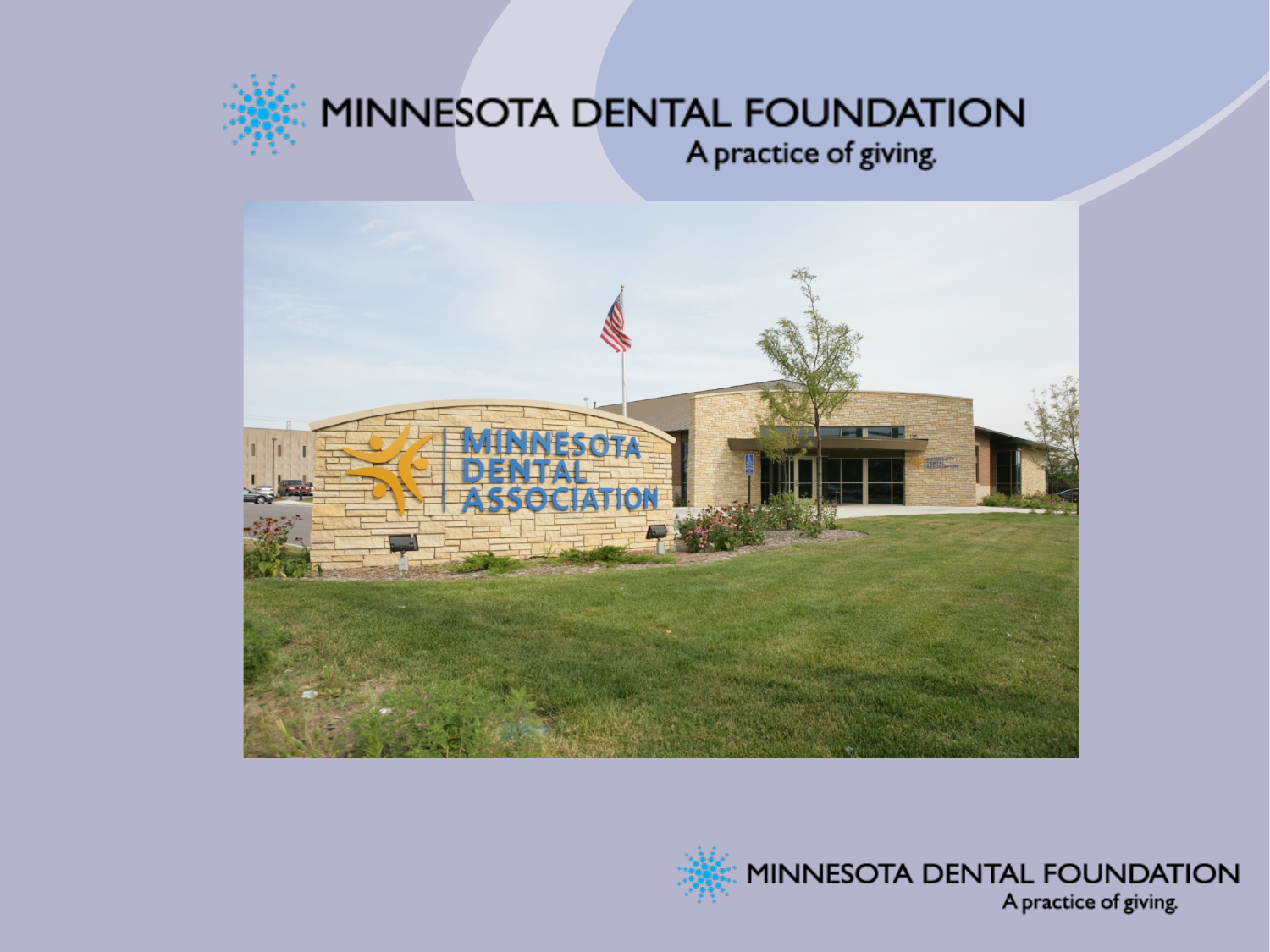# MINNESOTA DENTAL FOUNDATION

A practice of giving.

MINNESOTA DENTAL FOUNDATION

A practice of giving.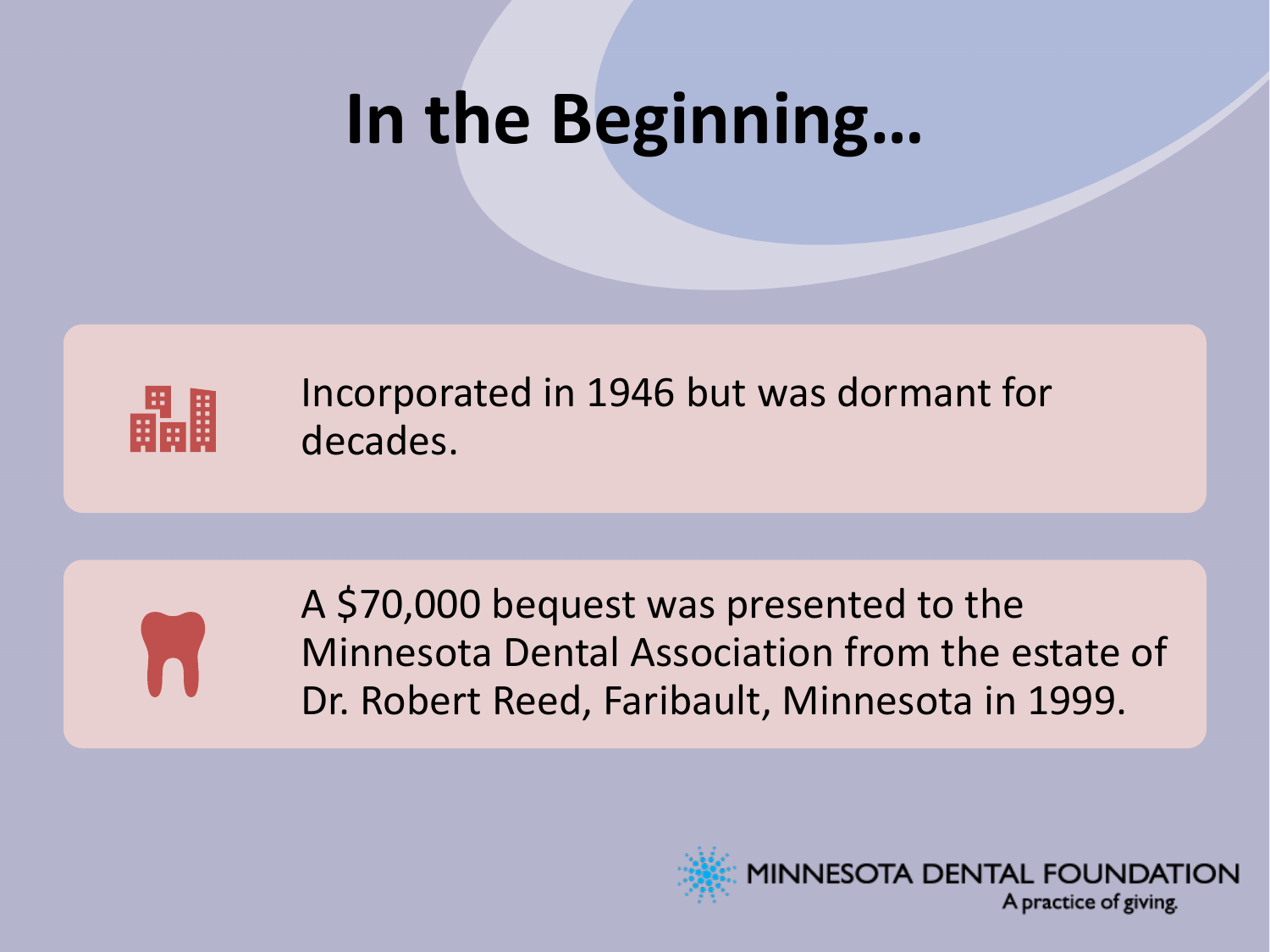# In the Beginning…

- Incorporated in 1946 but was dormant for decades.
- A $70,000 bequest was presented to the Minnesota Dental Association from the estate of Dr. Robert Reed, Faribault, Minnesota in 1999.

MINNESOTA DENTAL FOUNDATION
A practice of giving.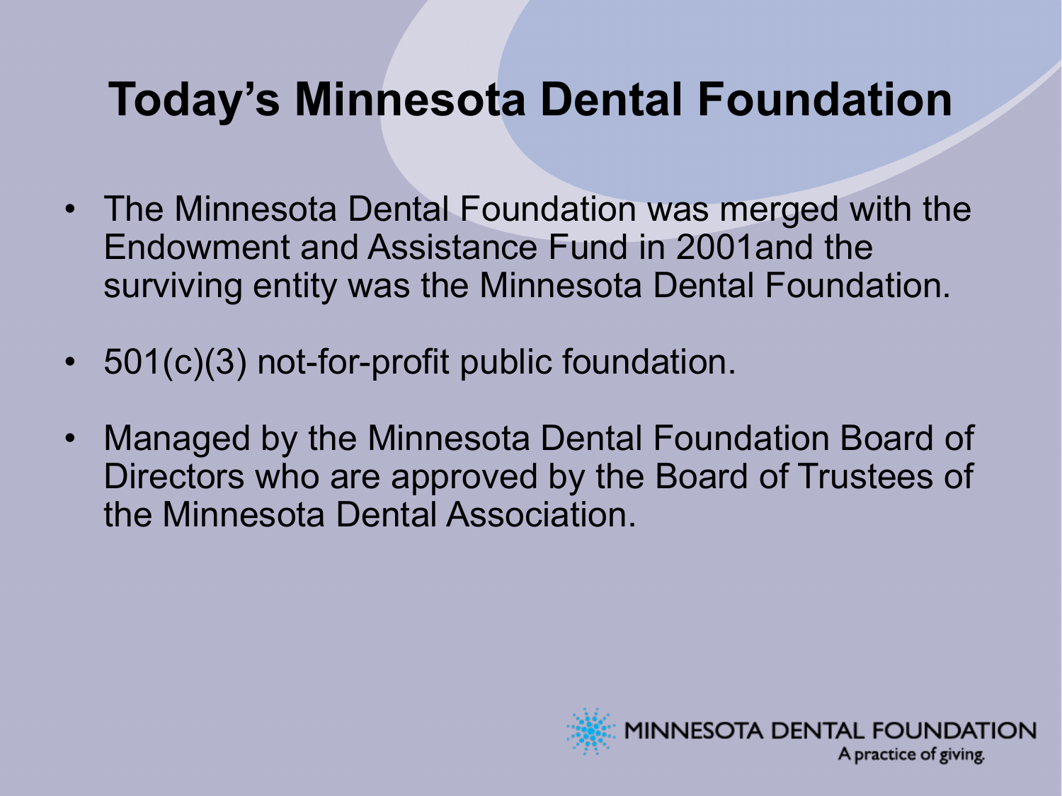# Today's Minnesota Dental Foundation

- The Minnesota Dental Foundation was merged with the Endowment and Assistance Fund in 2001and the surviving entity was the Minnesota Dental Foundation.
- 501(c)(3) not-for-profit public foundation.
- Managed by the Minnesota Dental Foundation Board of Directors who are approved by the Board of Trustees of the Minnesota Dental Association.

MINNESOTA DENTAL FOUNDATION
A practice of giving.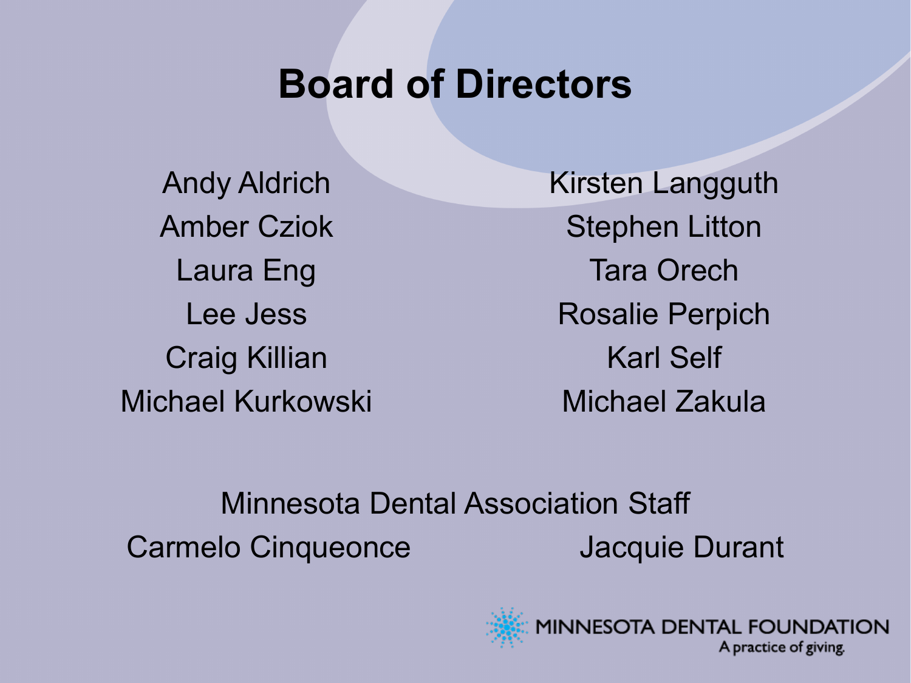# Board of Directors

Andy Aldrich
Amber Cziok
Laura Eng
Lee Jess
Craig Killian
Michael Kurkowski
Kirsten Langguth
Stephen Litton
Tara Orech
Rosalie Perpich
Karl Self
Michael Zakula

Minnesota Dental Association Staff

Carmelo Cinqueonce
Jacquie Durant

MINNESOTA DENTAL FOUNDATION
A practice of giving.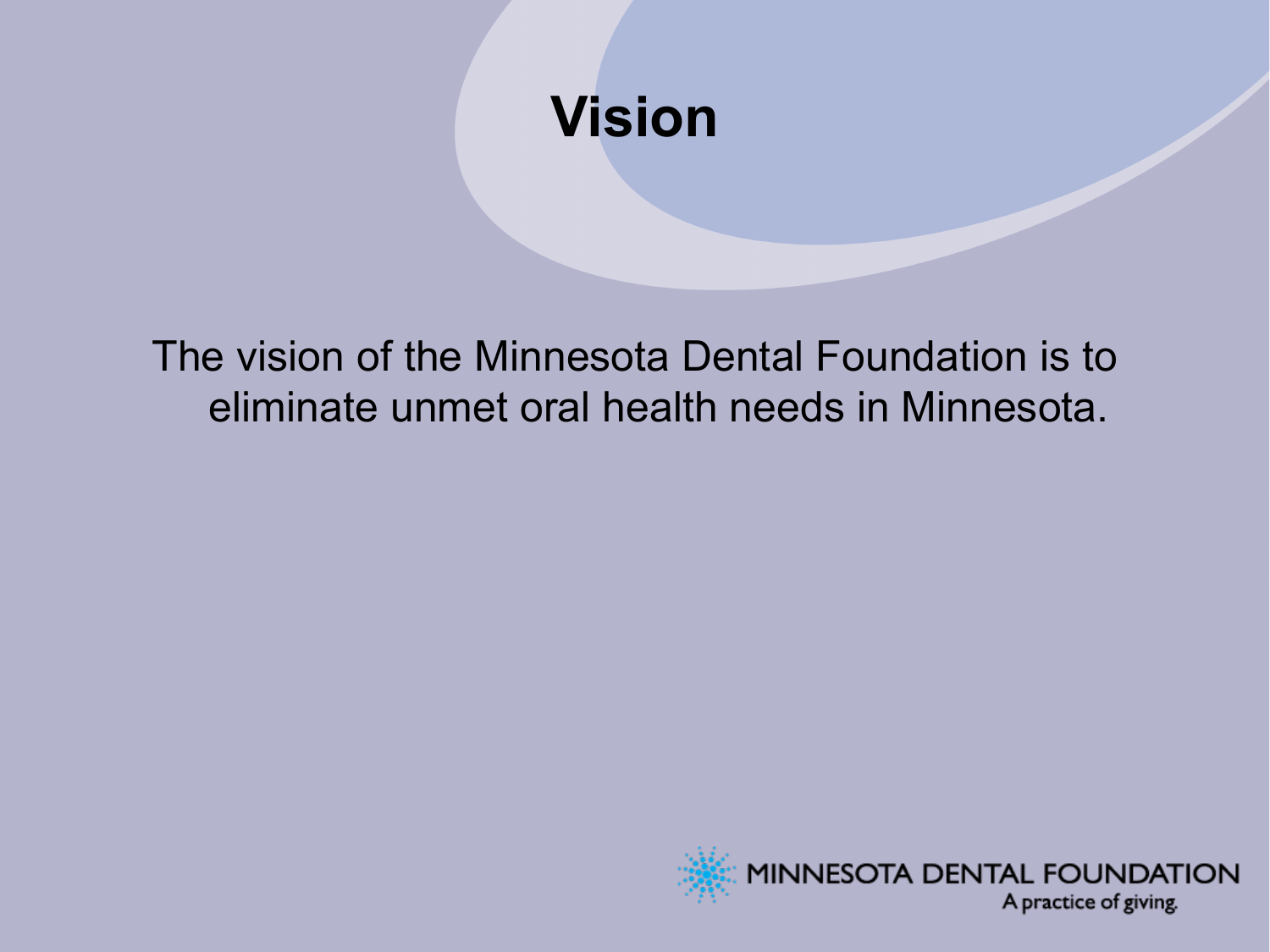# Vision

The vision of the Minnesota Dental Foundation is to eliminate unmet oral health needs in Minnesota.

MINNESOTA DENTAL FOUNDATION
A practice of giving.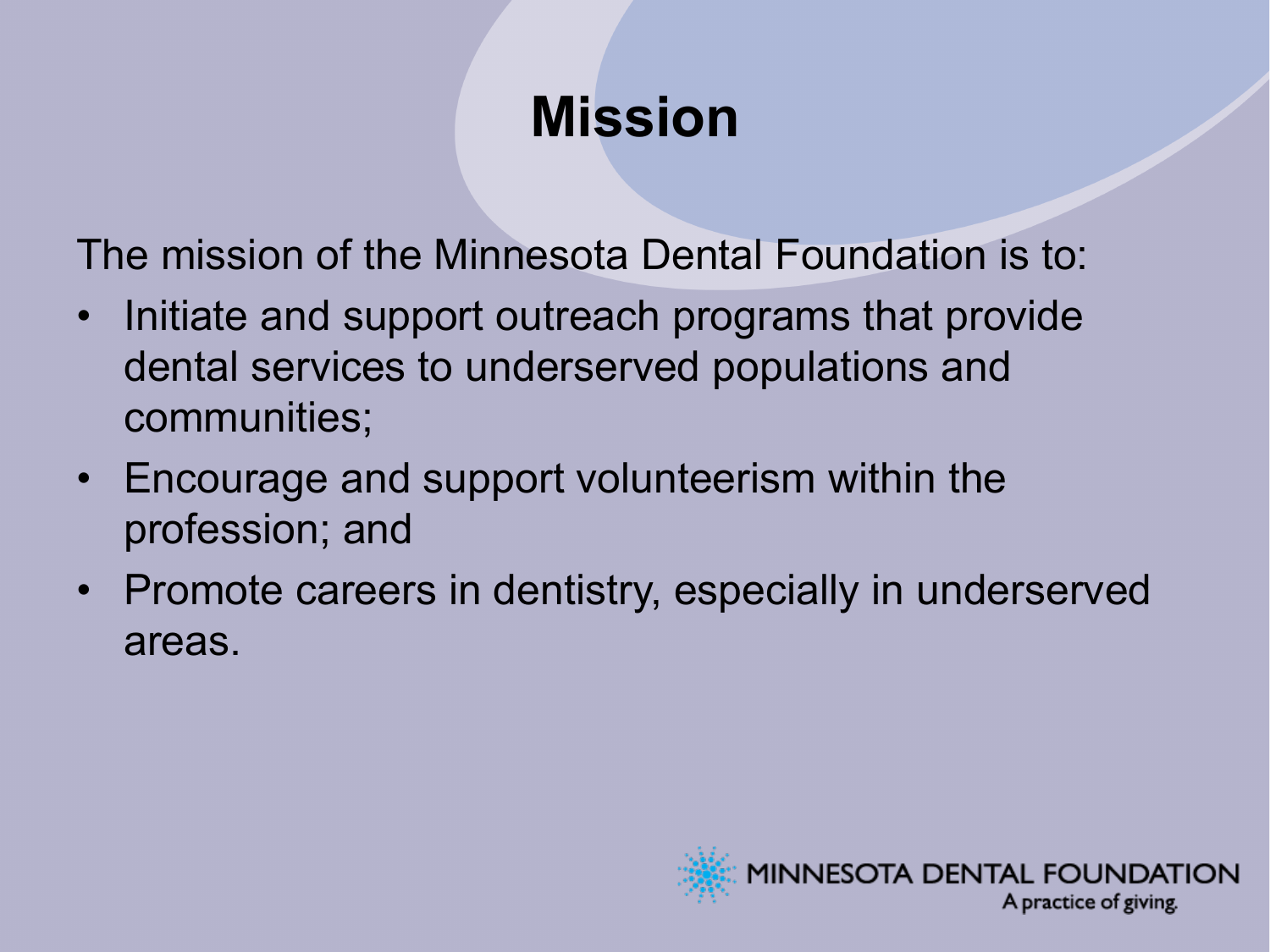# Mission

The mission of the Minnesota Dental Foundation is to:

- Initiate and support outreach programs that provide dental services to underserved populations and communities;
- Encourage and support volunteerism within the profession; and
- Promote careers in dentistry, especially in underserved areas.

MINNESOTA DENTAL FOUNDATION
A practice of giving.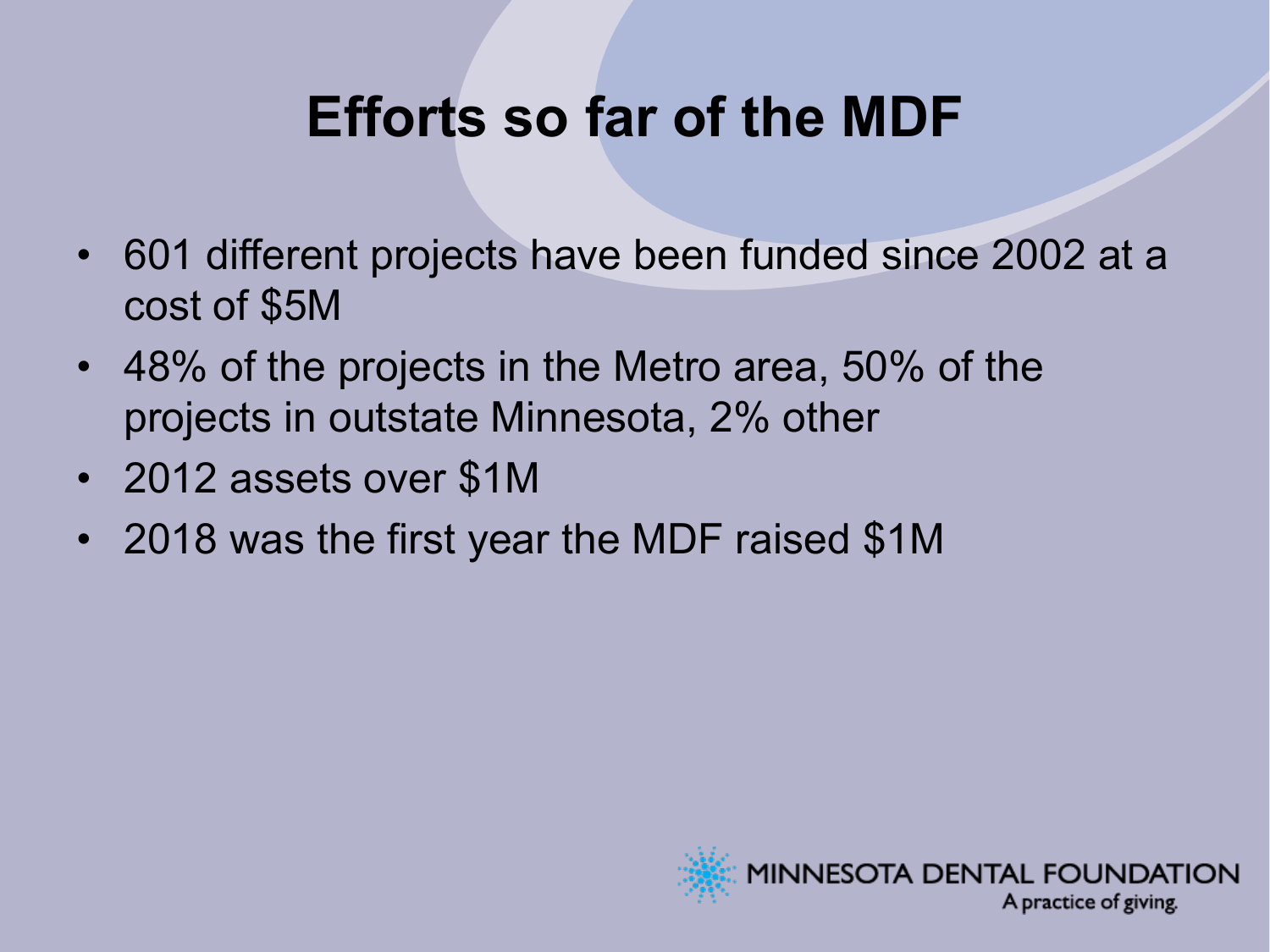# Efforts so far of the MDF

- 601 different projects have been funded since 2002 at a cost of $5M
- 48% of the projects in the Metro area, 50% of the projects in outstate Minnesota, 2% other
- 2012 assets over $1M
- 2018 was the first year the MDF raised $1M

MINNESOTA DENTAL FOUNDATION
A practice of giving.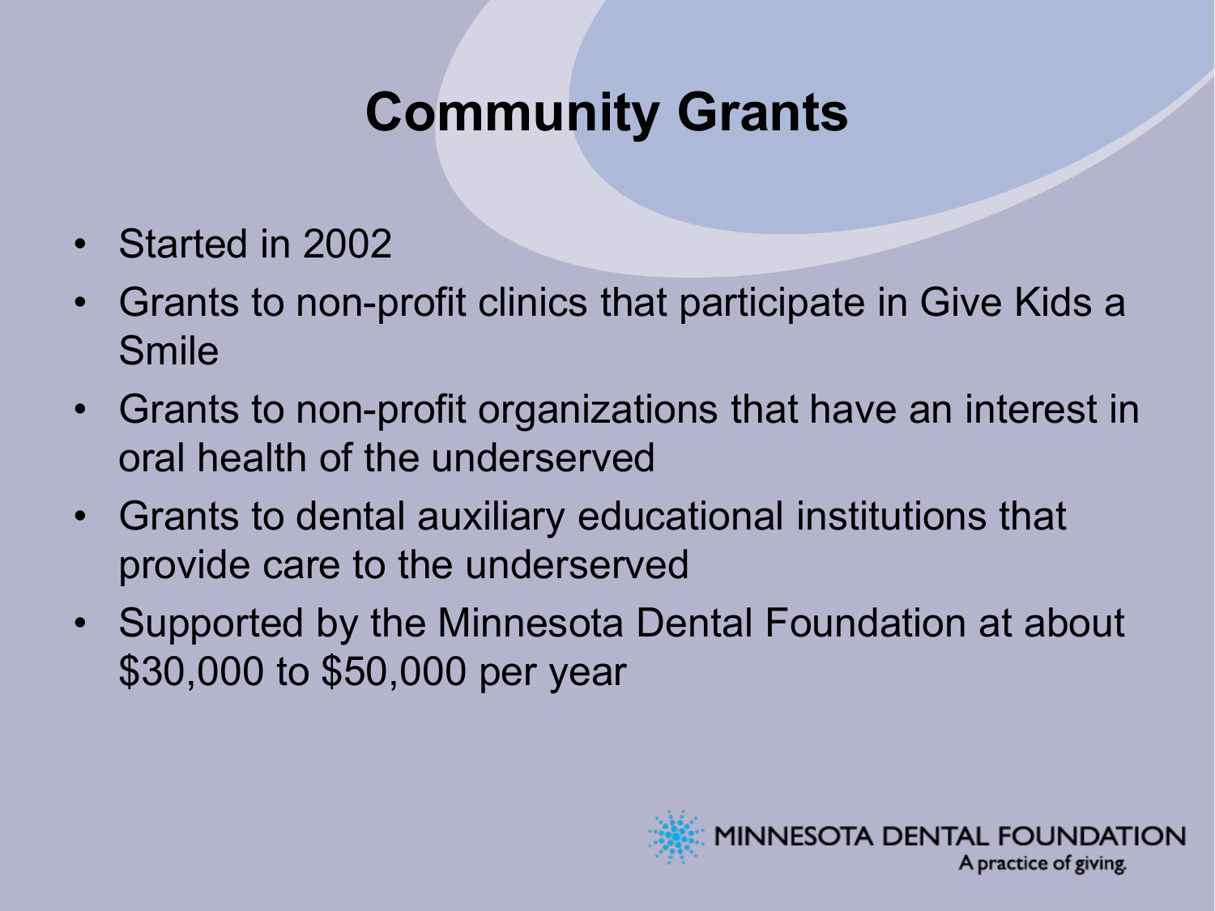# Community Grants

- Started in 2002
- Grants to non-profit clinics that participate in Give Kids a Smile
- Grants to non-profit organizations that have an interest in oral health of the underserved
- Grants to dental auxiliary educational institutions that provide care to the underserved
- Supported by the Minnesota Dental Foundation at about $30,000 to $50,000 per year

MINNESOTA DENTAL FOUNDATION
A practice of giving.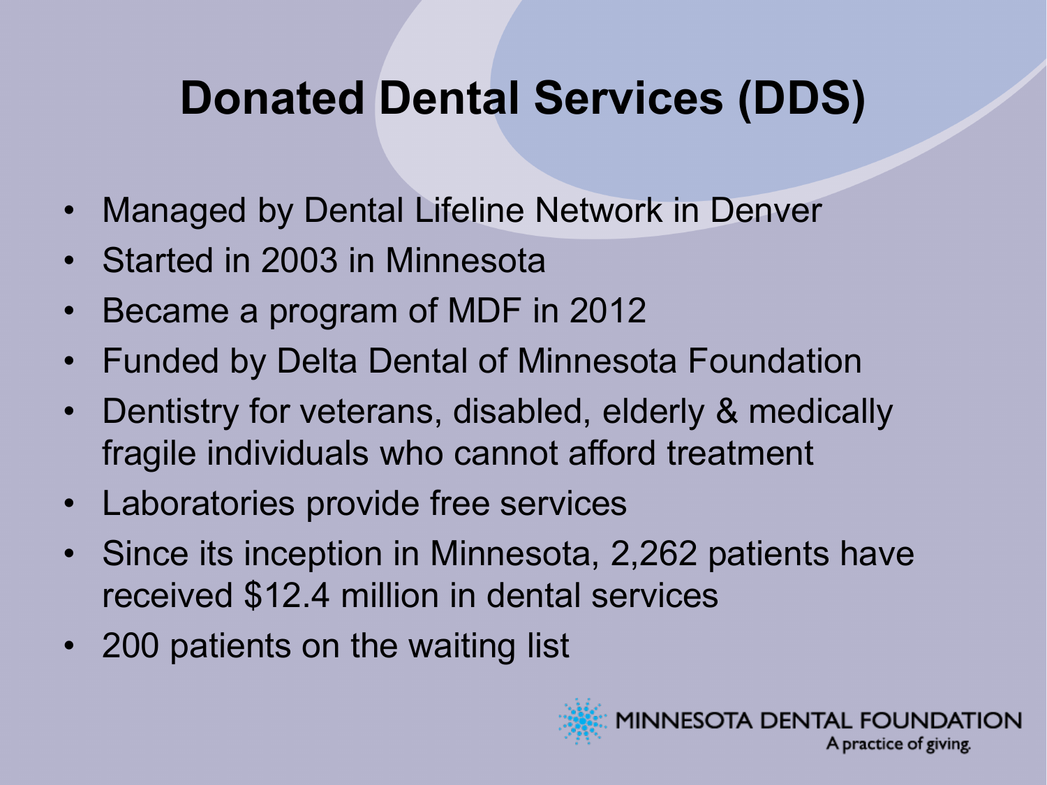# Donated Dental Services (DDS)

- Managed by Dental Lifeline Network in Denver
- Started in 2003 in Minnesota
- Became a program of MDF in 2012
- Funded by Delta Dental of Minnesota Foundation
- Dentistry for veterans, disabled, elderly & medically fragile individuals who cannot afford treatment
- Laboratories provide free services
- Since its inception in Minnesota, 2,262 patients have received $12.4 million in dental services
- 200 patients on the waiting list

MINNESOTA DENTAL FOUNDATION
A practice of giving.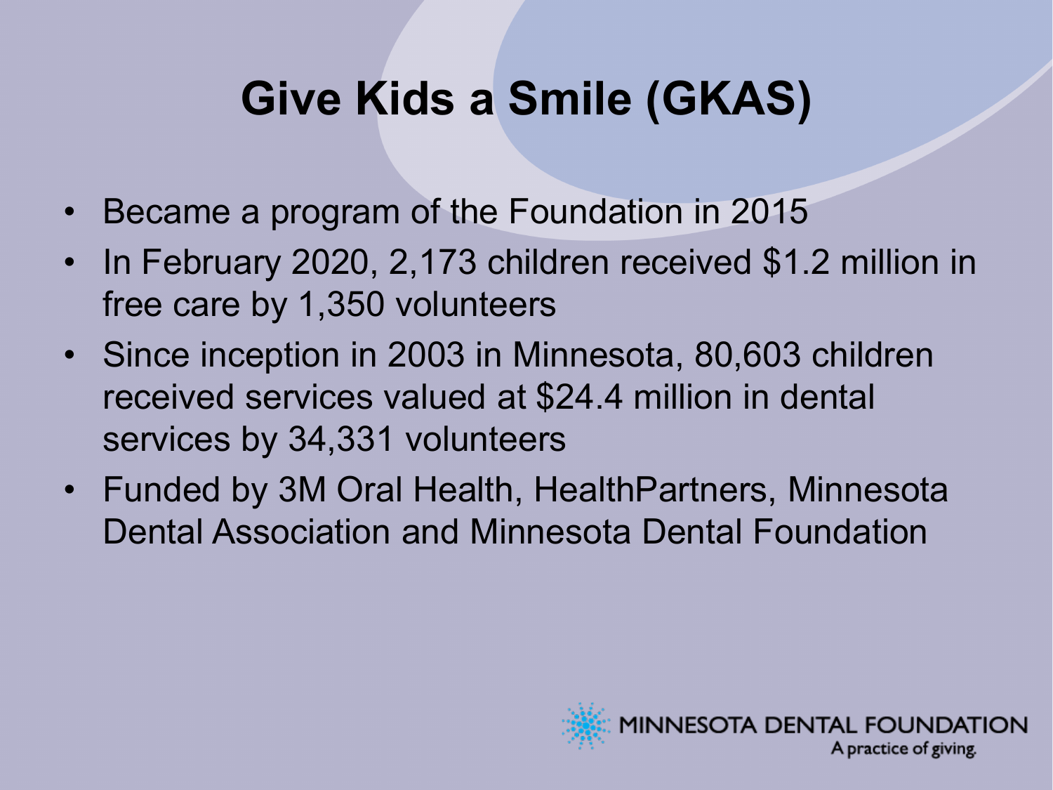# Give Kids a Smile (GKAS)

- Became a program of the Foundation in 2015
- In February 2020, 2,173 children received $1.2 million in free care by 1,350 volunteers
- Since inception in 2003 in Minnesota, 80,603 children received services valued at $24.4 million in dental services by 34,331 volunteers
- Funded by 3M Oral Health, HealthPartners, Minnesota Dental Association and Minnesota Dental Foundation

MINNESOTA DENTAL FOUNDATION
A practice of giving.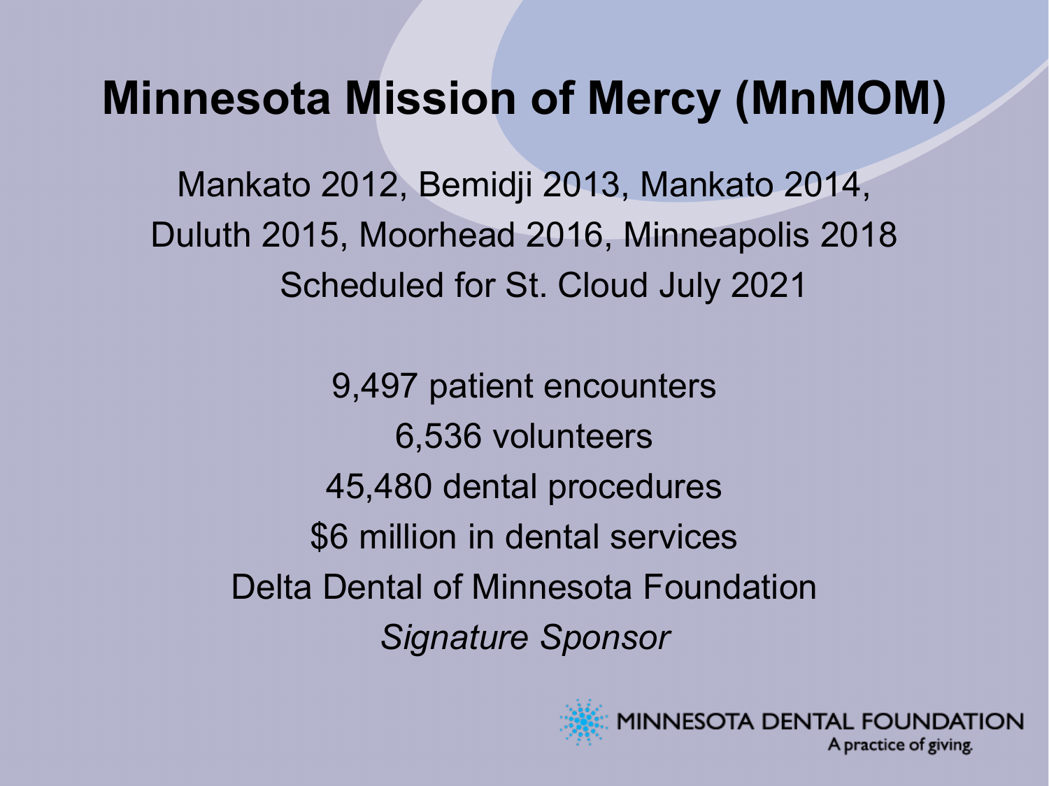# Minnesota Mission of Mercy (MnMOM)

Mankato 2012, Bemidji 2013, Mankato 2014,
Duluth 2015, Moorhead 2016, Minneapolis 2018
Scheduled for St. Cloud July 2021

9,497 patient encounters
6,536 volunteers
45,480 dental procedures
$6 million in dental services
Delta Dental of Minnesota Foundation
*Signature Sponsor*

MINNESOTA DENTAL FOUNDATION
A practice of giving.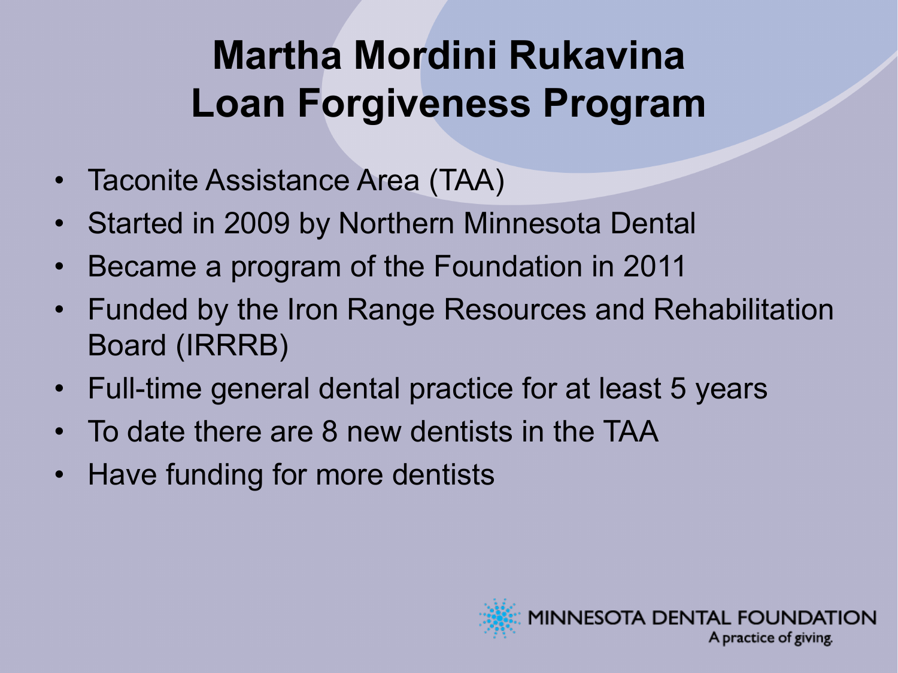# Martha Mordini Rukavina Loan Forgiveness Program

- Taconite Assistance Area (TAA)
- Started in 2009 by Northern Minnesota Dental
- Became a program of the Foundation in 2011
- Funded by the Iron Range Resources and Rehabilitation Board (IRRRB)
- Full-time general dental practice for at least 5 years
- To date there are 8 new dentists in the TAA
- Have funding for more dentists

MINNESOTA DENTAL FOUNDATION
A practice of giving.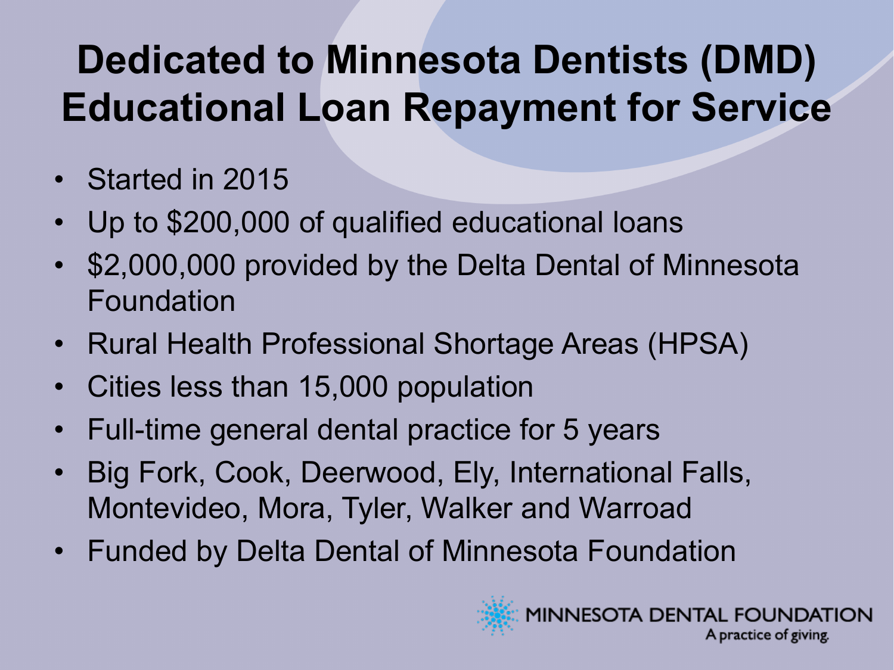# Dedicated to Minnesota Dentists (DMD) Educational Loan Repayment for Service

- Started in 2015
- Up to $200,000 of qualified educational loans
- $2,000,000 provided by the Delta Dental of Minnesota Foundation
- Rural Health Professional Shortage Areas (HPSA)
- Cities less than 15,000 population
- Full-time general dental practice for 5 years
- Big Fork, Cook, Deerwood, Ely, International Falls, Montevideo, Mora, Tyler, Walker and Warroad
- Funded by Delta Dental of Minnesota Foundation

MINNESOTA DENTAL FOUNDATION
A practice of giving.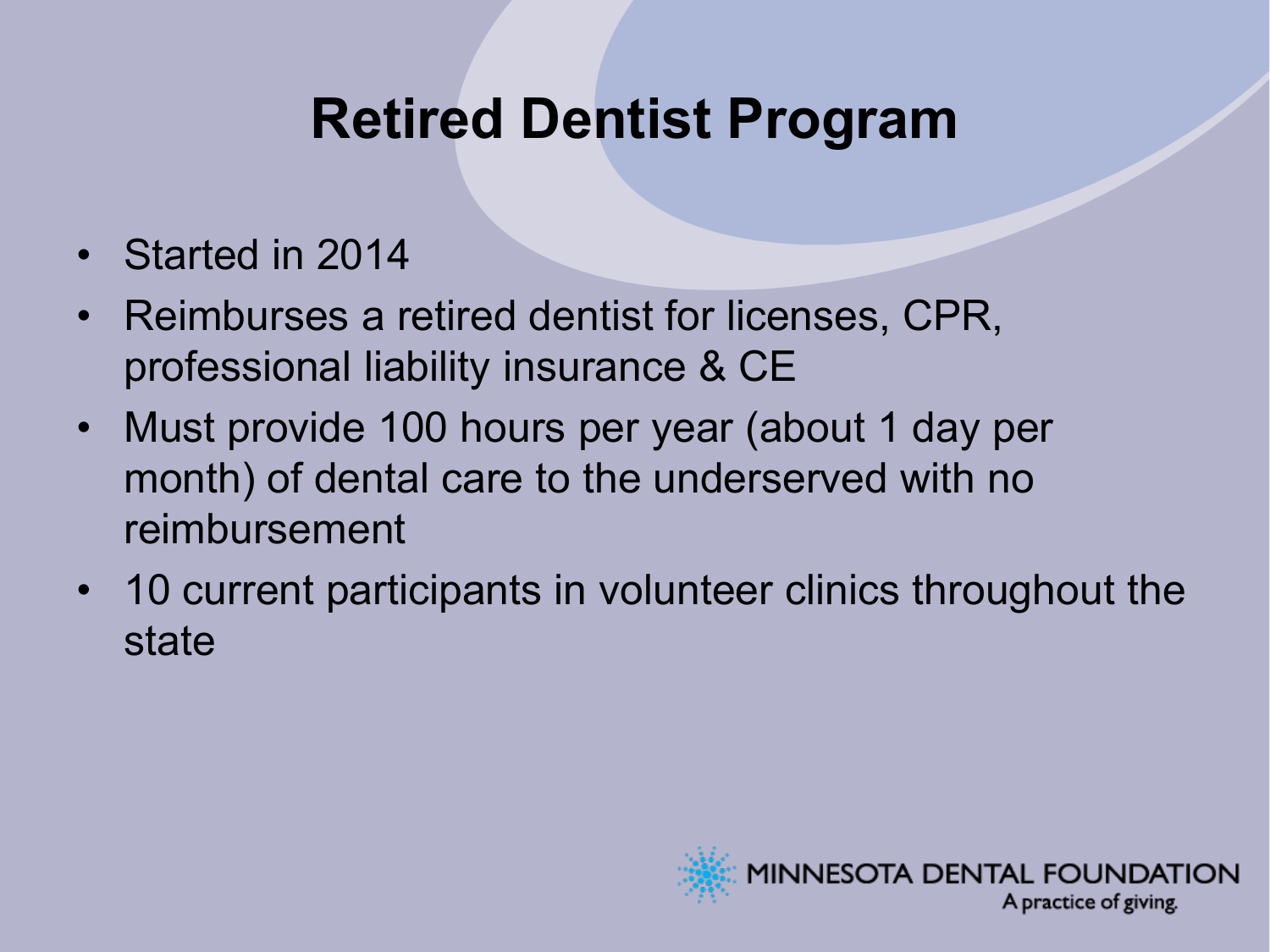# Retired Dentist Program

- Started in 2014
- Reimburses a retired dentist for licenses, CPR, professional liability insurance & CE
- Must provide 100 hours per year (about 1 day per month) of dental care to the underserved with no reimbursement
- 10 current participants in volunteer clinics throughout the state

MINNESOTA DENTAL FOUNDATION
A practice of giving.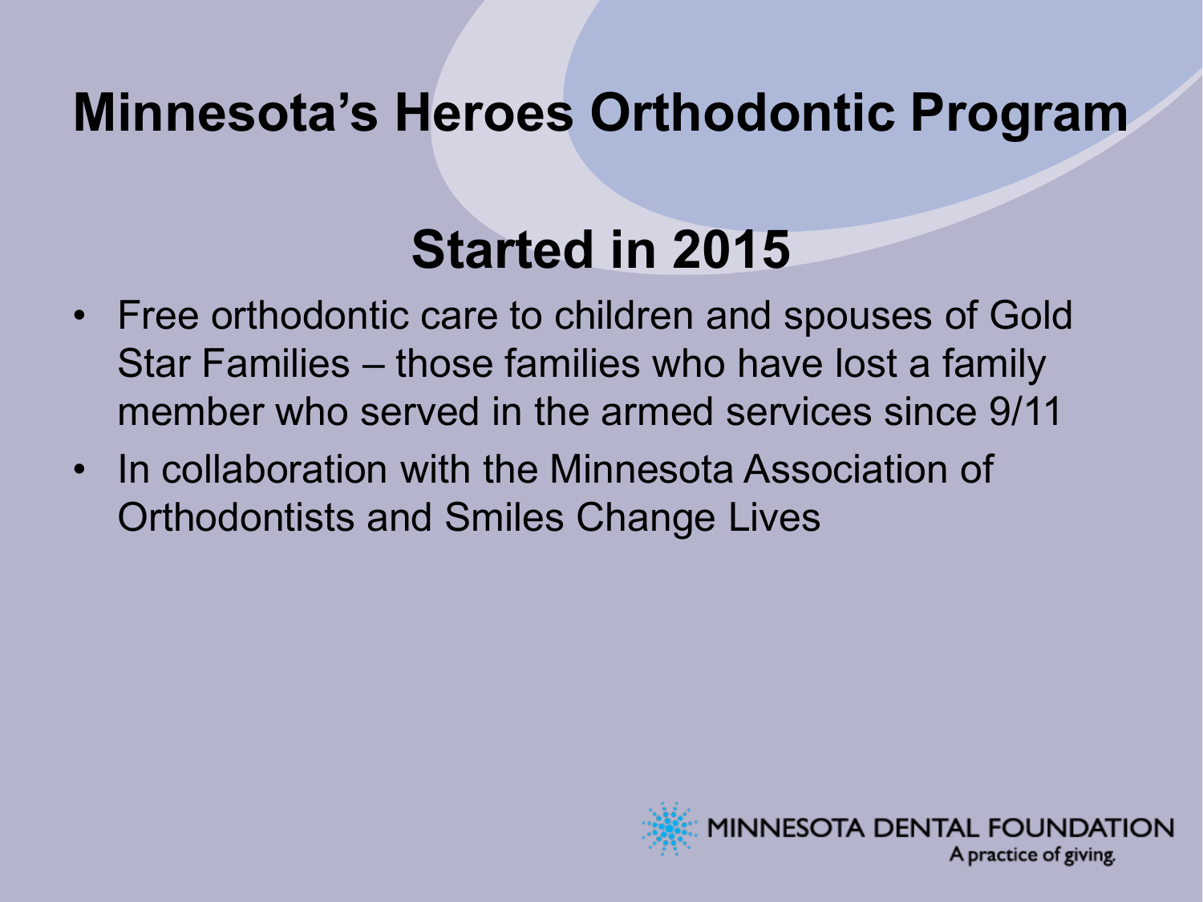# Minnesota's Heroes Orthodontic Program

## Started in 2015

- Free orthodontic care to children and spouses of Gold Star Families – those families who have lost a family member who served in the armed services since 9/11
- In collaboration with the Minnesota Association of Orthodontists and Smiles Change Lives

MINNESOTA DENTAL FOUNDATION
A practice of giving.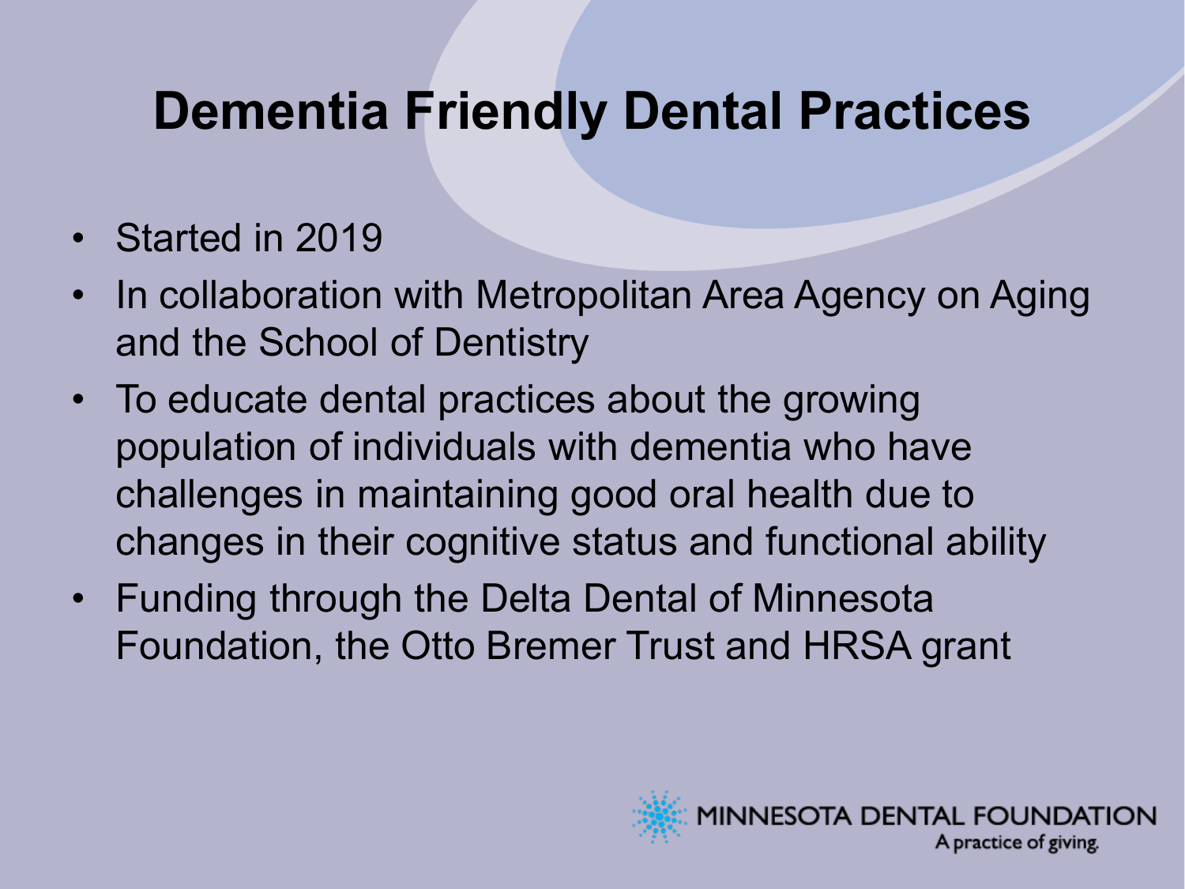# Dementia Friendly Dental Practices

- Started in 2019
- In collaboration with Metropolitan Area Agency on Aging and the School of Dentistry
- To educate dental practices about the growing population of individuals with dementia who have challenges in maintaining good oral health due to changes in their cognitive status and functional ability
- Funding through the Delta Dental of Minnesota Foundation, the Otto Bremer Trust and HRSA grant

MINNESOTA DENTAL FOUNDATION
A practice of giving.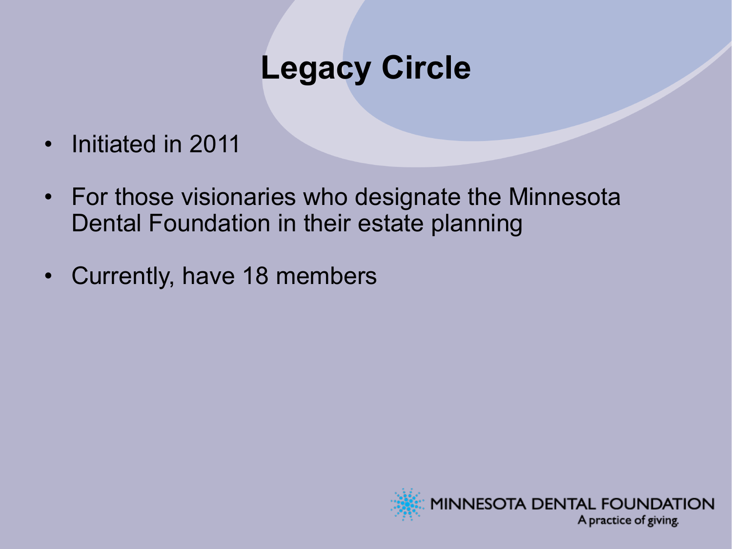# Legacy Circle

- Initiated in 2011
- For those visionaries who designate the Minnesota Dental Foundation in their estate planning
- Currently, have 18 members

MINNESOTA DENTAL FOUNDATION
A practice of giving.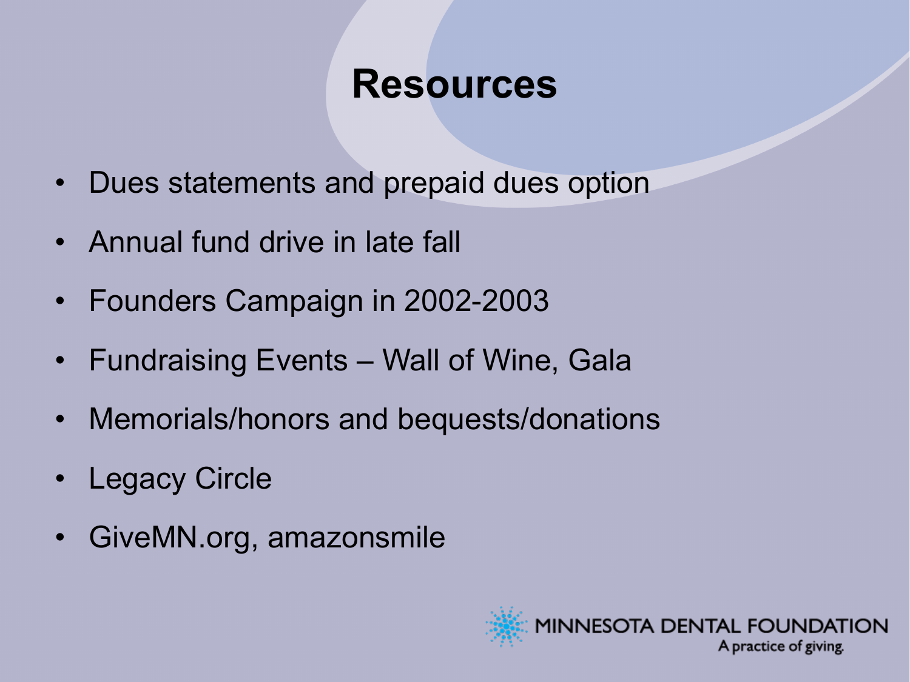# Resources

- Dues statements and prepaid dues option
- Annual fund drive in late fall
- Founders Campaign in 2002-2003
- Fundraising Events – Wall of Wine, Gala
- Memorials/honors and bequests/donations
- Legacy Circle
- GiveMN.org, amazonsmile

MINNESOTA DENTAL FOUNDATION
A practice of giving.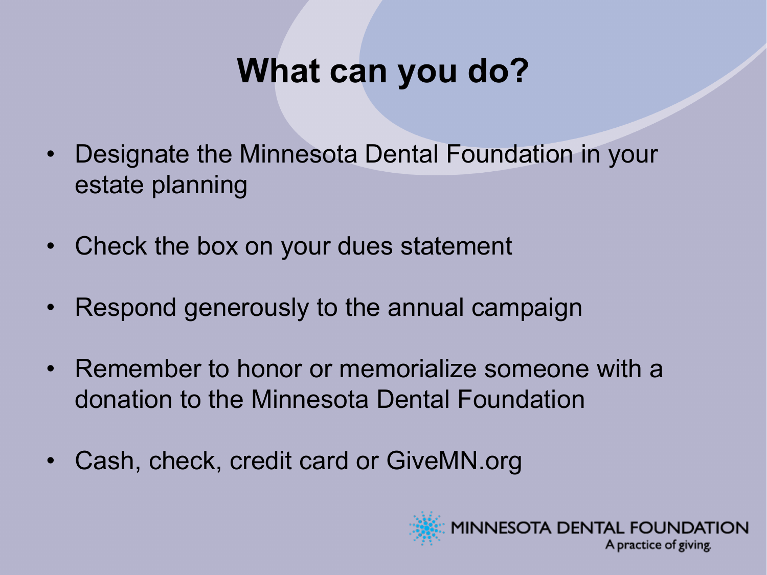# What can you do?

- Designate the Minnesota Dental Foundation in your estate planning
- Check the box on your dues statement
- Respond generously to the annual campaign
- Remember to honor or memorialize someone with a donation to the Minnesota Dental Foundation
- Cash, check, credit card or GiveMN.org

MINNESOTA DENTAL FOUNDATION
A practice of giving.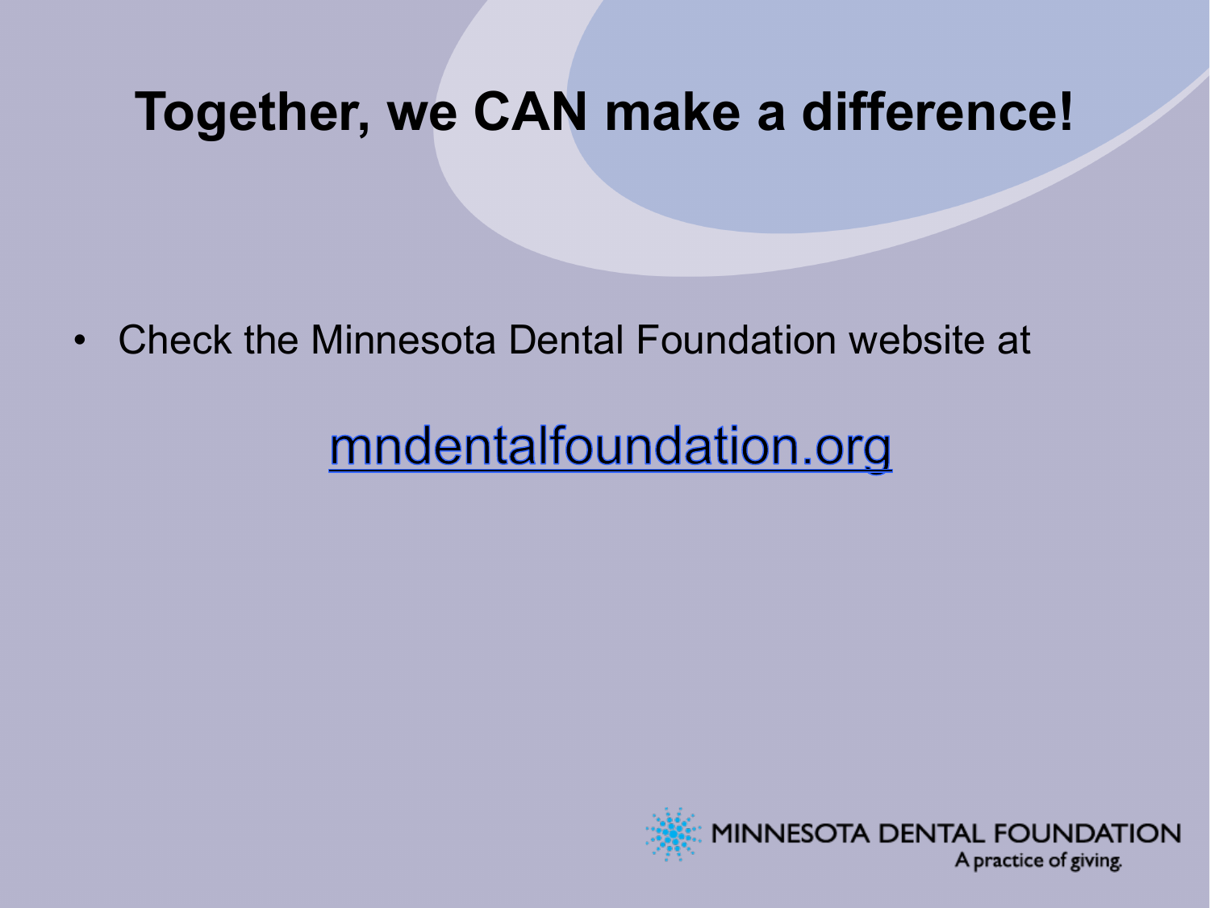# Together, we CAN make a difference!

- Check the Minnesota Dental Foundation website at

mndentalfoundation.org

MINNESOTA DENTAL FOUNDATION
A practice of giving.